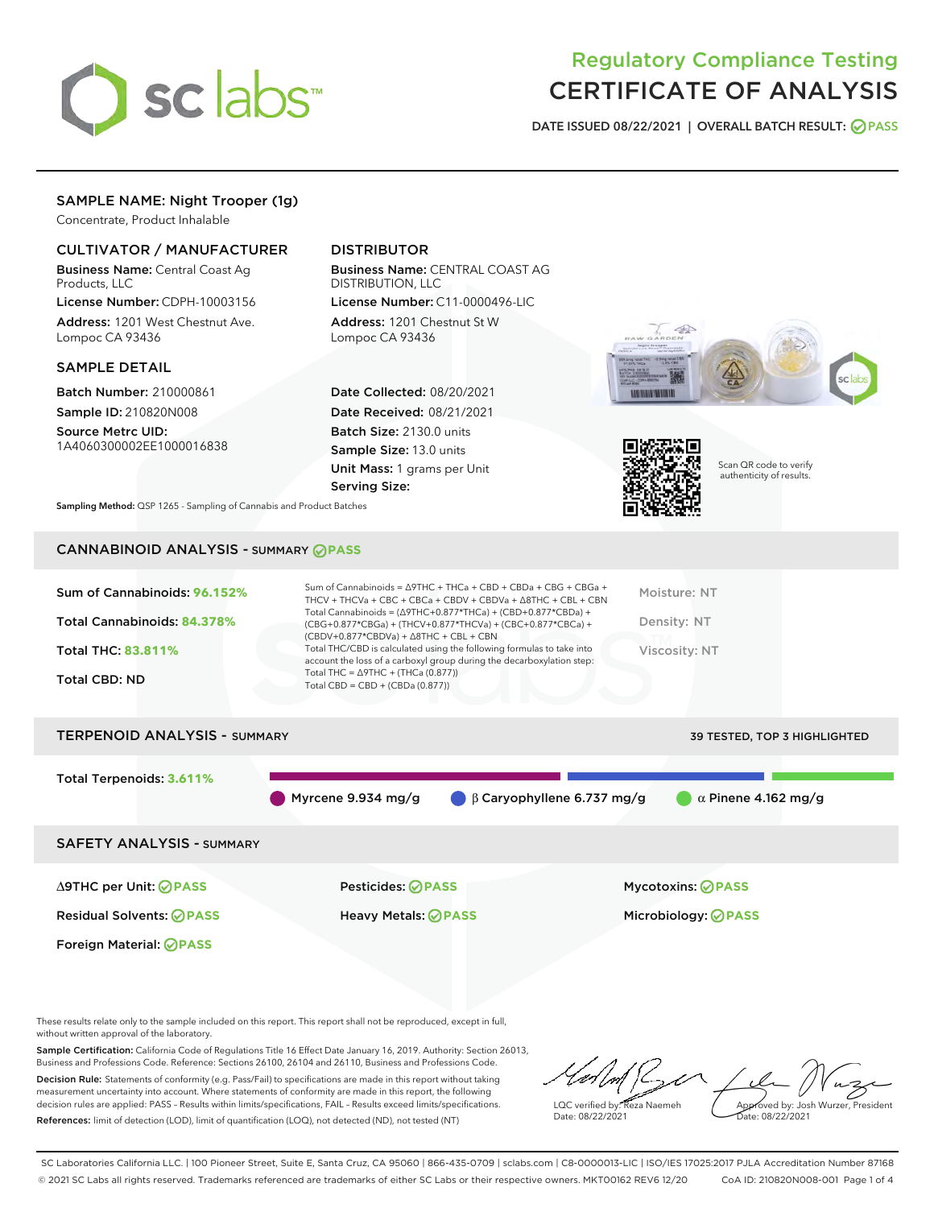# Regulatory Compliance Testing
# CERTIFICATE OF ANALYSIS

DATE ISSUED 08/22/2021 | OVERALL BATCH RESULT: PASS

## SAMPLE NAME: Night Trooper (1g)

Concentrate, Product Inhalable

### CULTIVATOR / MANUFACTURER

**Business Name:** Central Coast Ag Products, LLC

**License Number:** CDPH-10003156

**Address:** 1201 West Chestnut Ave. Lompoc CA 93436

### DISTRIBUTOR

**Business Name:** CENTRAL COAST AG DISTRIBUTION, LLC

**License Number:** C11-0000496-LIC

**Address:** 1201 Chestnut St W Lompoc CA 93436

### SAMPLE DETAIL

**Batch Number:** 210000861

**Sample ID:** 210820N008

**Source Metrc UID:** 1A4060300002EE1000016838

**Date Collected:** 08/20/2021

**Date Received:** 08/21/2021

**Batch Size:** 2130.0 units

**Sample Size:** 13.0 units

**Unit Mass:** 1 grams per Unit

**Serving Size:**

Scan QR code to verify authenticity of results.

**Sampling Method:** QSP 1265 - Sampling of Cannabis and Product Batches

## CANNABINOID ANALYSIS - SUMMARY PASS

Sum of Cannabinoids: **96.152%**

Total Cannabinoids: **84.378%**

Total THC: **83.811%**

Total CBD: ND

Sum of Cannabinoids = Δ9THC + THCa + CBD + CBDa + CBG + CBGa + THCV + THCVa + CBC + CBCa + CBDV + CBDVa + Δ8THC + CBL + CBN

Total Cannabinoids = (Δ9THC+0.877*THCa) + (CBD+0.877*CBDa) + (CBG+0.877*CBGa) + (THCV+0.877*THCVa) + (CBC+0.877*CBCa) + (CBDV+0.877*CBDVa) + Δ8THC + CBL + CBN

Total THC/CBD is calculated using the following formulas to take into account the loss of a carboxyl group during the decarboxylation step:

Total THC = Δ9THC + (THCa (0.877))

Total CBD = CBD + (CBDa (0.877))

Moisture: NT

Density: NT

Viscosity: NT

## TERPENOID ANALYSIS - SUMMARY

39 TESTED, TOP 3 HIGHLIGHTED

Total Terpenoids: **3.611%**

Myrcene 9.934 mg/g

β Caryophyllene 6.737 mg/g

α Pinene 4.162 mg/g

## SAFETY ANALYSIS - SUMMARY

Δ9THC per Unit: PASS

Pesticides: PASS

Mycotoxins: PASS

Residual Solvents: PASS

Heavy Metals: PASS

Microbiology: PASS

Foreign Material: PASS

These results relate only to the sample included on this report. This report shall not be reproduced, except in full, without written approval of the laboratory.

**Sample Certification:** California Code of Regulations Title 16 Effect Date January 16, 2019. Authority: Section 26013, Business and Professions Code. Reference: Sections 26100, 26104 and 26110, Business and Professions Code.

**Decision Rule:** Statements of conformity (e.g. Pass/Fail) to specifications are made in this report without taking measurement uncertainty into account. Where statements of conformity are made in this report, the following decision rules are applied: PASS – Results within limits/specifications, FAIL – Results exceed limits/specifications.

**References:** limit of detection (LOD), limit of quantification (LOQ), not detected (ND), not tested (NT)

LQC verified by: Reza Naemeh
Date: 08/22/2021

Approved by: Josh Wurzer, President
Date: 08/22/2021

SC Laboratories California LLC. | 100 Pioneer Street, Suite E, Santa Cruz, CA 95060 | 866-435-0709 | sclabs.com | C8-0000013-LIC | ISO/IES 17025:2017 PJLA Accreditation Number 87168

© 2021 SC Labs all rights reserved. Trademarks referenced are trademarks of either SC Labs or their respective owners. MKT00162 REV6 12/20 CoA ID: 210820N008-001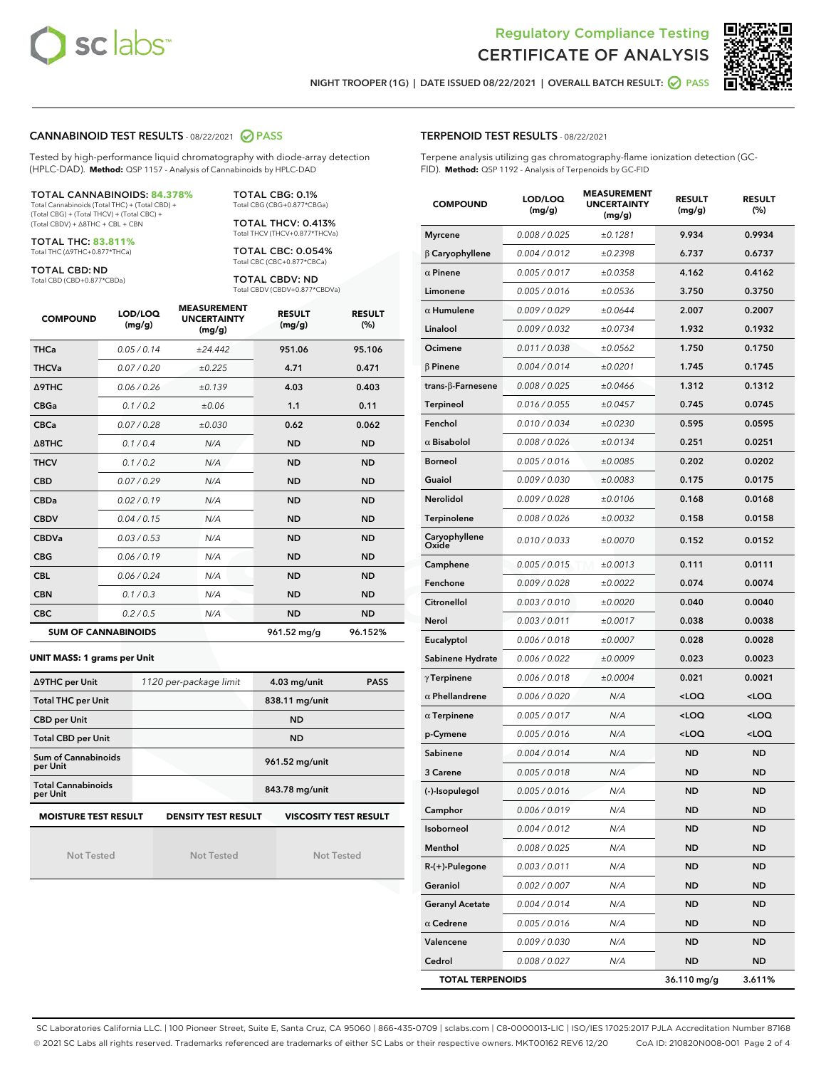Regulatory Compliance Testing
CERTIFICATE OF ANALYSIS

NIGHT TROOPER (1G) | DATE ISSUED 08/22/2021 | OVERALL BATCH RESULT: PASS

## CANNABINOID TEST RESULTS - 08/22/2021 PASS

Tested by high-performance liquid chromatography with diode-array detection (HPLC-DAD). **Method:** QSP 1157 - Analysis of Cannabinoids by HPLC-DAD

**TOTAL CANNABINOIDS: 84.378%**
Total Cannabinoids (Total THC) + (Total CBD) + (Total CBG) + (Total THCV) + (Total CBC) + (Total CBDV) + Δ8THC + CBL + CBN

**TOTAL THC: 83.811%**
Total THC (Δ9THC+0.877*THCa)

**TOTAL CBD: ND**
Total CBD (CBD+0.877*CBDa)

**TOTAL CBG: 0.1%**
Total CBG (CBG+0.877*CBGa)

**TOTAL THCV: 0.413%**
Total THCV (THCV+0.877*THCVa)

**TOTAL CBC: 0.054%**
Total CBC (CBC+0.877*CBCa)

**TOTAL CBDV: ND**
Total CBDV (CBDV+0.877*CBDVa)

| COMPOUND | LOD/LOQ (mg/g) | MEASUREMENT UNCERTAINTY (mg/g) | RESULT (mg/g) | RESULT (%) |
|---|---|---|---|---|
| THCa | 0.05 / 0.14 | ±24.442 | 951.06 | 95.106 |
| THCVa | 0.07 / 0.20 | ±0.225 | 4.71 | 0.471 |
| Δ9THC | 0.06 / 0.26 | ±0.139 | 4.03 | 0.403 |
| CBGa | 0.1 / 0.2 | ±0.06 | 1.1 | 0.11 |
| CBCa | 0.07 / 0.28 | ±0.030 | 0.62 | 0.062 |
| Δ8THC | 0.1 / 0.4 | N/A | ND | ND |
| THCV | 0.1 / 0.2 | N/A | ND | ND |
| CBD | 0.07 / 0.29 | N/A | ND | ND |
| CBDa | 0.02 / 0.19 | N/A | ND | ND |
| CBDV | 0.04 / 0.15 | N/A | ND | ND |
| CBDVa | 0.03 / 0.53 | N/A | ND | ND |
| CBG | 0.06 / 0.19 | N/A | ND | ND |
| CBL | 0.06 / 0.24 | N/A | ND | ND |
| CBN | 0.1 / 0.3 | N/A | ND | ND |
| CBC | 0.2 / 0.5 | N/A | ND | ND |
| **SUM OF CANNABINOIDS** | | | 961.52 mg/g | 96.152% |

**UNIT MASS: 1 grams per Unit**

| | | | |
|---|---|---|---|
| Δ9THC per Unit | 1120 per-package limit | 4.03 mg/unit | PASS |
| Total THC per Unit | | 838.11 mg/unit | |
| CBD per Unit | | ND | |
| Total CBD per Unit | | ND | |
| Sum of Cannabinoids per Unit | | 961.52 mg/unit | |
| Total Cannabinoids per Unit | | 843.78 mg/unit | |

| MOISTURE TEST RESULT | DENSITY TEST RESULT | VISCOSITY TEST RESULT |
|---|---|---|
| Not Tested | Not Tested | Not Tested |

## TERPENOID TEST RESULTS - 08/22/2021

Terpene analysis utilizing gas chromatography-flame ionization detection (GC-FID). **Method:** QSP 1192 - Analysis of Terpenoids by GC-FID

| COMPOUND | LOD/LOQ (mg/g) | MEASUREMENT UNCERTAINTY (mg/g) | RESULT (mg/g) | RESULT (%) |
|---|---|---|---|---|
| Myrcene | 0.008 / 0.025 | ±0.1281 | 9.934 | 0.9934 |
| β Caryophyllene | 0.004 / 0.012 | ±0.2398 | 6.737 | 0.6737 |
| α Pinene | 0.005 / 0.017 | ±0.0358 | 4.162 | 0.4162 |
| Limonene | 0.005 / 0.016 | ±0.0536 | 3.750 | 0.3750 |
| α Humulene | 0.009 / 0.029 | ±0.0644 | 2.007 | 0.2007 |
| Linalool | 0.009 / 0.032 | ±0.0734 | 1.932 | 0.1932 |
| Ocimene | 0.011 / 0.038 | ±0.0562 | 1.750 | 0.1750 |
| β Pinene | 0.004 / 0.014 | ±0.0201 | 1.745 | 0.1745 |
| trans-β-Farnesene | 0.008 / 0.025 | ±0.0466 | 1.312 | 0.1312 |
| Terpineol | 0.016 / 0.055 | ±0.0457 | 0.745 | 0.0745 |
| Fenchol | 0.010 / 0.034 | ±0.0230 | 0.595 | 0.0595 |
| α Bisabolol | 0.008 / 0.026 | ±0.0134 | 0.251 | 0.0251 |
| Borneol | 0.005 / 0.016 | ±0.0085 | 0.202 | 0.0202 |
| Guaiol | 0.009 / 0.030 | ±0.0083 | 0.175 | 0.0175 |
| Nerolidol | 0.009 / 0.028 | ±0.0106 | 0.168 | 0.0168 |
| Terpinolene | 0.008 / 0.026 | ±0.0032 | 0.158 | 0.0158 |
| Caryophyllene Oxide | 0.010 / 0.033 | ±0.0070 | 0.152 | 0.0152 |
| Camphene | 0.005 / 0.015 | ±0.0013 | 0.111 | 0.0111 |
| Fenchone | 0.009 / 0.028 | ±0.0022 | 0.074 | 0.0074 |
| Citronellol | 0.003 / 0.010 | ±0.0020 | 0.040 | 0.0040 |
| Nerol | 0.003 / 0.011 | ±0.0017 | 0.038 | 0.0038 |
| Eucalyptol | 0.006 / 0.018 | ±0.0007 | 0.028 | 0.0028 |
| Sabinene Hydrate | 0.006 / 0.022 | ±0.0009 | 0.023 | 0.0023 |
| γ Terpinene | 0.006 / 0.018 | ±0.0004 | 0.021 | 0.0021 |
| α Phellandrene | 0.006 / 0.020 | N/A | <LOQ | <LOQ |
| α Terpinene | 0.005 / 0.017 | N/A | <LOQ | <LOQ |
| p-Cymene | 0.005 / 0.016 | N/A | <LOQ | <LOQ |
| Sabinene | 0.004 / 0.014 | N/A | ND | ND |
| 3 Carene | 0.005 / 0.018 | N/A | ND | ND |
| (-)-Isopulegol | 0.005 / 0.016 | N/A | ND | ND |
| Camphor | 0.006 / 0.019 | N/A | ND | ND |
| Isoborneol | 0.004 / 0.012 | N/A | ND | ND |
| Menthol | 0.008 / 0.025 | N/A | ND | ND |
| R-(+)-Pulegone | 0.003 / 0.011 | N/A | ND | ND |
| Geraniol | 0.002 / 0.007 | N/A | ND | ND |
| Geranyl Acetate | 0.004 / 0.014 | N/A | ND | ND |
| α Cedrene | 0.005 / 0.016 | N/A | ND | ND |
| Valencene | 0.009 / 0.030 | N/A | ND | ND |
| Cedrol | 0.008 / 0.027 | N/A | ND | ND |
| **TOTAL TERPENOIDS** | | | 36.110 mg/g | 3.611% |

SC Laboratories California LLC. | 100 Pioneer Street, Suite E, Santa Cruz, CA 95060 | 866-435-0709 | sclabs.com | C8-0000013-LIC | ISO/IES 17025:2017 PJLA Accreditation Number 87168
© 2021 SC Labs all rights reserved. Trademarks referenced are trademarks of either SC Labs or their respective owners. MKT00162 REV6 12/20 CoA ID: 210820N008-001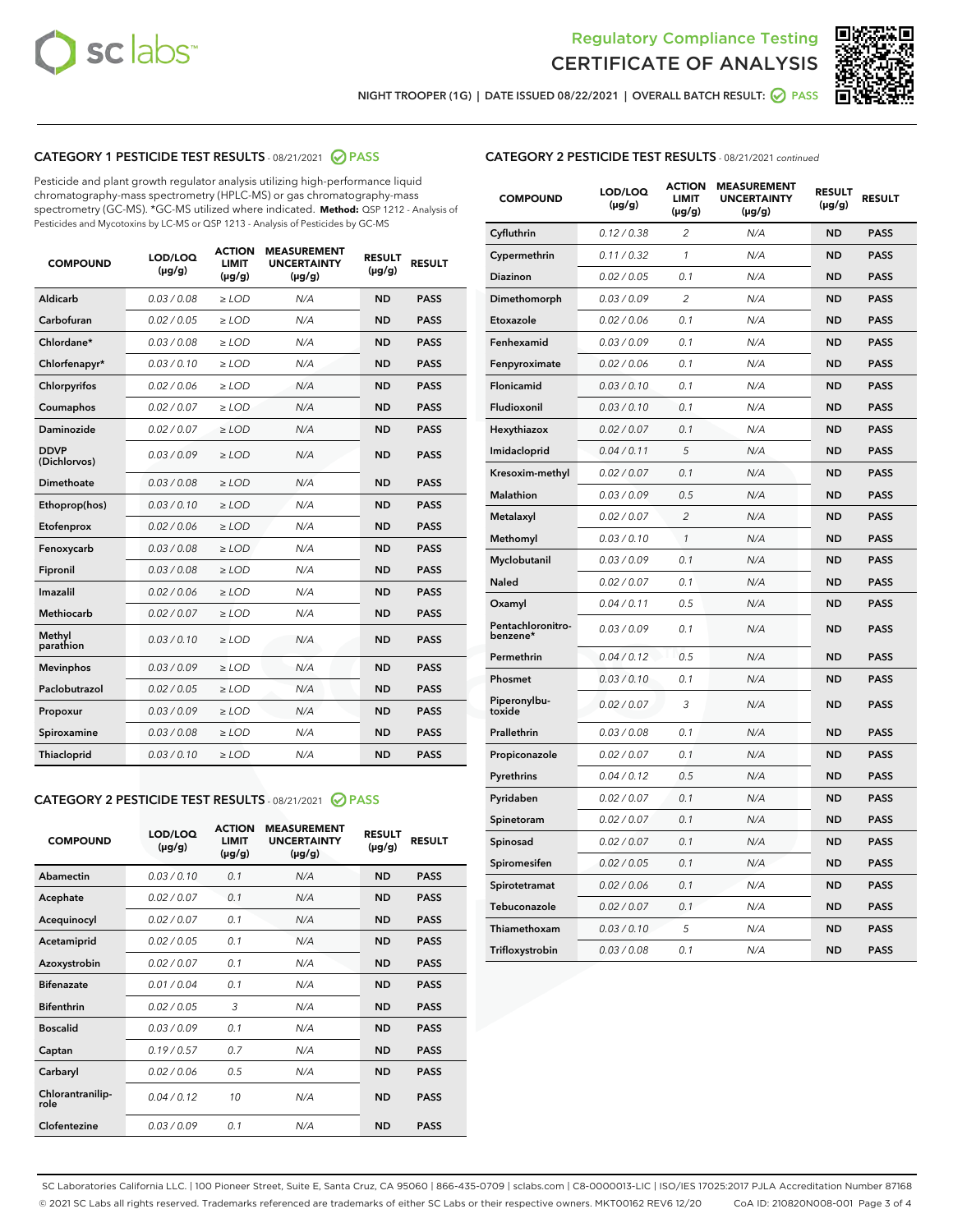Regulatory Compliance Testing

# CERTIFICATE OF ANALYSIS

NIGHT TROOPER (1G) | DATE ISSUED 08/22/2021 | OVERALL BATCH RESULT: PASS

## CATEGORY 1 PESTICIDE TEST RESULTS - 08/21/2021 PASS

Pesticide and plant growth regulator analysis utilizing high-performance liquid chromatography-mass spectrometry (HPLC-MS) or gas chromatography-mass spectrometry (GC-MS). *GC-MS utilized where indicated. **Method:** QSP 1212 - Analysis of Pesticides and Mycotoxins by LC-MS or QSP 1213 - Analysis of Pesticides by GC-MS

| COMPOUND | LOD/LOQ (µg/g) | ACTION LIMIT (µg/g) | MEASUREMENT UNCERTAINTY (µg/g) | RESULT (µg/g) | RESULT |
|---|---|---|---|---|---|
| Aldicarb | 0.03 / 0.08 | ≥ LOD | N/A | ND | PASS |
| Carbofuran | 0.02 / 0.05 | ≥ LOD | N/A | ND | PASS |
| Chlordane* | 0.03 / 0.08 | ≥ LOD | N/A | ND | PASS |
| Chlorfenapyr* | 0.03 / 0.10 | ≥ LOD | N/A | ND | PASS |
| Chlorpyrifos | 0.02 / 0.06 | ≥ LOD | N/A | ND | PASS |
| Coumaphos | 0.02 / 0.07 | ≥ LOD | N/A | ND | PASS |
| Daminozide | 0.02 / 0.07 | ≥ LOD | N/A | ND | PASS |
| DDVP (Dichlorvos) | 0.03 / 0.09 | ≥ LOD | N/A | ND | PASS |
| Dimethoate | 0.03 / 0.08 | ≥ LOD | N/A | ND | PASS |
| Ethoprop(hos) | 0.03 / 0.10 | ≥ LOD | N/A | ND | PASS |
| Etofenprox | 0.02 / 0.06 | ≥ LOD | N/A | ND | PASS |
| Fenoxycarb | 0.03 / 0.08 | ≥ LOD | N/A | ND | PASS |
| Fipronil | 0.03 / 0.08 | ≥ LOD | N/A | ND | PASS |
| Imazalil | 0.02 / 0.06 | ≥ LOD | N/A | ND | PASS |
| Methiocarb | 0.02 / 0.07 | ≥ LOD | N/A | ND | PASS |
| Methyl parathion | 0.03 / 0.10 | ≥ LOD | N/A | ND | PASS |
| Mevinphos | 0.03 / 0.09 | ≥ LOD | N/A | ND | PASS |
| Paclobutrazol | 0.02 / 0.05 | ≥ LOD | N/A | ND | PASS |
| Propoxur | 0.03 / 0.09 | ≥ LOD | N/A | ND | PASS |
| Spiroxamine | 0.03 / 0.08 | ≥ LOD | N/A | ND | PASS |
| Thiacloprid | 0.03 / 0.10 | ≥ LOD | N/A | ND | PASS |

## CATEGORY 2 PESTICIDE TEST RESULTS - 08/21/2021 PASS

| COMPOUND | LOD/LOQ (µg/g) | ACTION LIMIT (µg/g) | MEASUREMENT UNCERTAINTY (µg/g) | RESULT (µg/g) | RESULT |
|---|---|---|---|---|---|
| Abamectin | 0.03 / 0.10 | 0.1 | N/A | ND | PASS |
| Acephate | 0.02 / 0.07 | 0.1 | N/A | ND | PASS |
| Acequinocyl | 0.02 / 0.07 | 0.1 | N/A | ND | PASS |
| Acetamiprid | 0.02 / 0.05 | 0.1 | N/A | ND | PASS |
| Azoxystrobin | 0.02 / 0.07 | 0.1 | N/A | ND | PASS |
| Bifenazate | 0.01 / 0.04 | 0.1 | N/A | ND | PASS |
| Bifenthrin | 0.02 / 0.05 | 3 | N/A | ND | PASS |
| Boscalid | 0.03 / 0.09 | 0.1 | N/A | ND | PASS |
| Captan | 0.19 / 0.57 | 0.7 | N/A | ND | PASS |
| Carbaryl | 0.02 / 0.06 | 0.5 | N/A | ND | PASS |
| Chlorantraniliprole | 0.04 / 0.12 | 10 | N/A | ND | PASS |
| Clofentezine | 0.03 / 0.09 | 0.1 | N/A | ND | PASS |
| Cyfluthrin | 0.12 / 0.38 | 2 | N/A | ND | PASS |
| Cypermethrin | 0.11 / 0.32 | 1 | N/A | ND | PASS |
| Diazinon | 0.02 / 0.05 | 0.1 | N/A | ND | PASS |
| Dimethomorph | 0.03 / 0.09 | 2 | N/A | ND | PASS |
| Etoxazole | 0.02 / 0.06 | 0.1 | N/A | ND | PASS |
| Fenhexamid | 0.03 / 0.09 | 0.1 | N/A | ND | PASS |
| Fenpyroximate | 0.02 / 0.06 | 0.1 | N/A | ND | PASS |
| Flonicamid | 0.03 / 0.10 | 0.1 | N/A | ND | PASS |
| Fludioxonil | 0.03 / 0.10 | 0.1 | N/A | ND | PASS |
| Hexythiazox | 0.02 / 0.07 | 0.1 | N/A | ND | PASS |
| Imidacloprid | 0.04 / 0.11 | 5 | N/A | ND | PASS |
| Kresoxim-methyl | 0.02 / 0.07 | 0.1 | N/A | ND | PASS |
| Malathion | 0.03 / 0.09 | 0.5 | N/A | ND | PASS |
| Metalaxyl | 0.02 / 0.07 | 2 | N/A | ND | PASS |
| Methomyl | 0.03 / 0.10 | 1 | N/A | ND | PASS |
| Myclobutanil | 0.03 / 0.09 | 0.1 | N/A | ND | PASS |
| Naled | 0.02 / 0.07 | 0.1 | N/A | ND | PASS |
| Oxamyl | 0.04 / 0.11 | 0.5 | N/A | ND | PASS |
| Pentachloronitrobenzene* | 0.03 / 0.09 | 0.1 | N/A | ND | PASS |
| Permethrin | 0.04 / 0.12 | 0.5 | N/A | ND | PASS |
| Phosmet | 0.03 / 0.10 | 0.1 | N/A | ND | PASS |
| Piperonylbutoxide | 0.02 / 0.07 | 3 | N/A | ND | PASS |
| Prallethrin | 0.03 / 0.08 | 0.1 | N/A | ND | PASS |
| Propiconazole | 0.02 / 0.07 | 0.1 | N/A | ND | PASS |
| Pyrethrins | 0.04 / 0.12 | 0.5 | N/A | ND | PASS |
| Pyridaben | 0.02 / 0.07 | 0.1 | N/A | ND | PASS |
| Spinetoram | 0.02 / 0.07 | 0.1 | N/A | ND | PASS |
| Spinosad | 0.02 / 0.07 | 0.1 | N/A | ND | PASS |
| Spiromesifen | 0.02 / 0.05 | 0.1 | N/A | ND | PASS |
| Spirotetramat | 0.02 / 0.06 | 0.1 | N/A | ND | PASS |
| Tebuconazole | 0.02 / 0.07 | 0.1 | N/A | ND | PASS |
| Thiamethoxam | 0.03 / 0.10 | 5 | N/A | ND | PASS |
| Trifloxystrobin | 0.03 / 0.08 | 0.1 | N/A | ND | PASS |

SC Laboratories California LLC. | 100 Pioneer Street, Suite E, Santa Cruz, CA 95060 | 866-435-0709 | sclabs.com | C8-0000013-LIC | ISO/IES 17025:2017 PJLA Accreditation Number 87168
© 2021 SC Labs all rights reserved. Trademarks referenced are trademarks of either SC Labs or their respective owners. MKT00162 REV6 12/20 CoA ID: 210820N008-001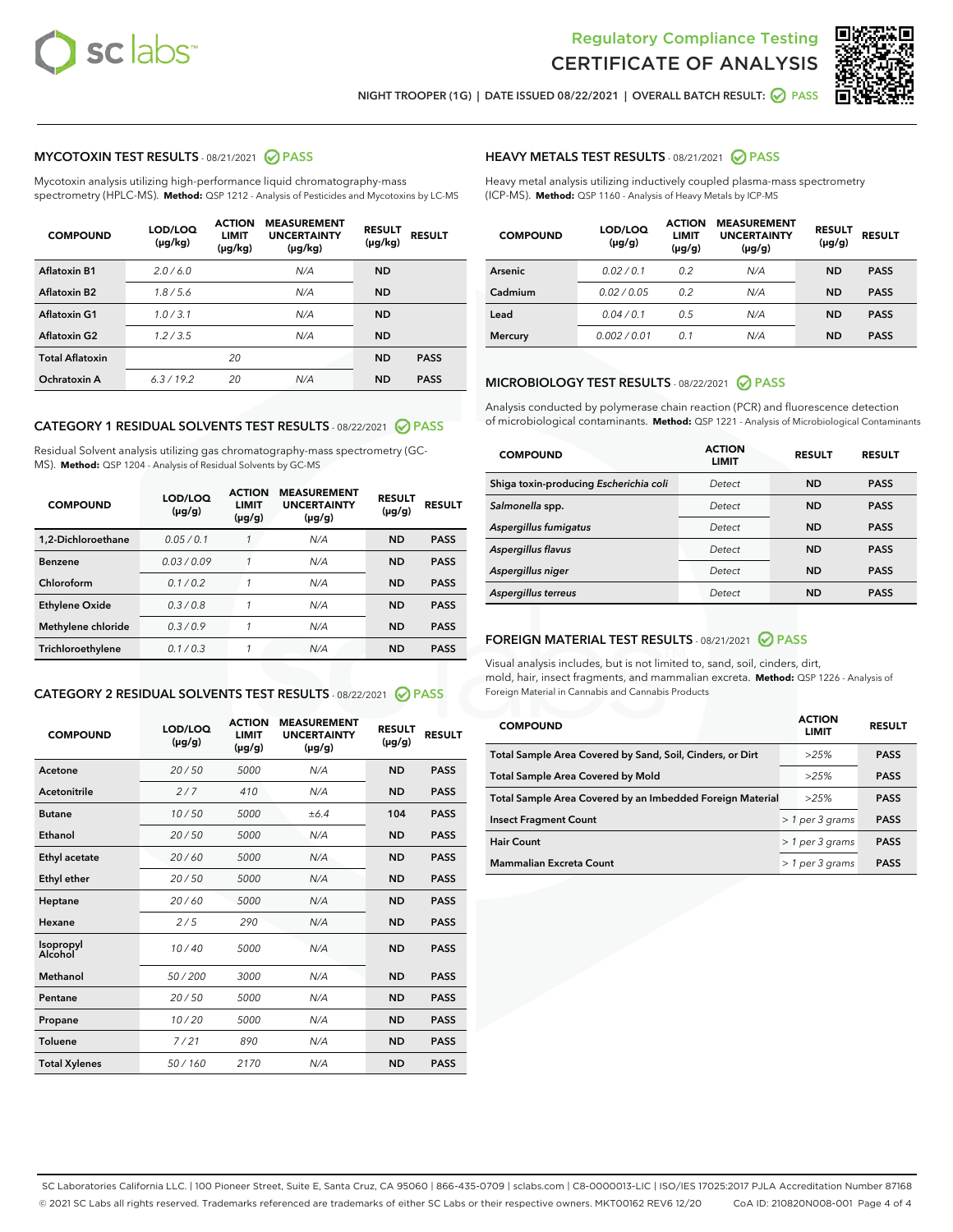Regulatory Compliance Testing

# CERTIFICATE OF ANALYSIS

NIGHT TROOPER (1G) | DATE ISSUED 08/22/2021 | OVERALL BATCH RESULT: PASS

## MYCOTOXIN TEST RESULTS - 08/21/2021 PASS

Mycotoxin analysis utilizing high-performance liquid chromatography-mass spectrometry (HPLC-MS). **Method:** QSP 1212 - Analysis of Pesticides and Mycotoxins by LC-MS

| COMPOUND | LOD/LOQ (µg/kg) | ACTION LIMIT (µg/kg) | MEASUREMENT UNCERTAINTY (µg/kg) | RESULT (µg/kg) | RESULT |
|---|---|---|---|---|---|
| Aflatoxin B1 | 2.0 / 6.0 | | N/A | ND | |
| Aflatoxin B2 | 1.8 / 5.6 | | N/A | ND | |
| Aflatoxin G1 | 1.0 / 3.1 | | N/A | ND | |
| Aflatoxin G2 | 1.2 / 3.5 | | N/A | ND | |
| Total Aflatoxin | | 20 | | ND | PASS |
| Ochratoxin A | 6.3 / 19.2 | 20 | N/A | ND | PASS |

## CATEGORY 1 RESIDUAL SOLVENTS TEST RESULTS - 08/22/2021 PASS

Residual Solvent analysis utilizing gas chromatography-mass spectrometry (GC-MS). **Method:** QSP 1204 - Analysis of Residual Solvents by GC-MS

| COMPOUND | LOD/LOQ (µg/g) | ACTION LIMIT (µg/g) | MEASUREMENT UNCERTAINTY (µg/g) | RESULT (µg/g) | RESULT |
|---|---|---|---|---|---|
| 1,2-Dichloroethane | 0.05 / 0.1 | 1 | N/A | ND | PASS |
| Benzene | 0.03 / 0.09 | 1 | N/A | ND | PASS |
| Chloroform | 0.1 / 0.2 | 1 | N/A | ND | PASS |
| Ethylene Oxide | 0.3 / 0.8 | 1 | N/A | ND | PASS |
| Methylene chloride | 0.3 / 0.9 | 1 | N/A | ND | PASS |
| Trichloroethylene | 0.1 / 0.3 | 1 | N/A | ND | PASS |

## CATEGORY 2 RESIDUAL SOLVENTS TEST RESULTS - 08/22/2021 PASS

| COMPOUND | LOD/LOQ (µg/g) | ACTION LIMIT (µg/g) | MEASUREMENT UNCERTAINTY (µg/g) | RESULT (µg/g) | RESULT |
|---|---|---|---|---|---|
| Acetone | 20 / 50 | 5000 | N/A | ND | PASS |
| Acetonitrile | 2 / 7 | 410 | N/A | ND | PASS |
| Butane | 10 / 50 | 5000 | ±6.4 | 104 | PASS |
| Ethanol | 20 / 50 | 5000 | N/A | ND | PASS |
| Ethyl acetate | 20 / 60 | 5000 | N/A | ND | PASS |
| Ethyl ether | 20 / 50 | 5000 | N/A | ND | PASS |
| Heptane | 20 / 60 | 5000 | N/A | ND | PASS |
| Hexane | 2 / 5 | 290 | N/A | ND | PASS |
| Isopropyl Alcohol | 10 / 40 | 5000 | N/A | ND | PASS |
| Methanol | 50 / 200 | 3000 | N/A | ND | PASS |
| Pentane | 20 / 50 | 5000 | N/A | ND | PASS |
| Propane | 10 / 20 | 5000 | N/A | ND | PASS |
| Toluene | 7 / 21 | 890 | N/A | ND | PASS |
| Total Xylenes | 50 / 160 | 2170 | N/A | ND | PASS |

## HEAVY METALS TEST RESULTS - 08/21/2021 PASS

Heavy metal analysis utilizing inductively coupled plasma-mass spectrometry (ICP-MS). **Method:** QSP 1160 - Analysis of Heavy Metals by ICP-MS

| COMPOUND | LOD/LOQ (µg/g) | ACTION LIMIT (µg/g) | MEASUREMENT UNCERTAINTY (µg/g) | RESULT (µg/g) | RESULT |
|---|---|---|---|---|---|
| Arsenic | 0.02 / 0.1 | 0.2 | N/A | ND | PASS |
| Cadmium | 0.02 / 0.05 | 0.2 | N/A | ND | PASS |
| Lead | 0.04 / 0.1 | 0.5 | N/A | ND | PASS |
| Mercury | 0.002 / 0.01 | 0.1 | N/A | ND | PASS |

## MICROBIOLOGY TEST RESULTS - 08/22/2021 PASS

Analysis conducted by polymerase chain reaction (PCR) and fluorescence detection of microbiological contaminants. **Method:** QSP 1221 - Analysis of Microbiological Contaminants

| COMPOUND | ACTION LIMIT | RESULT | RESULT |
|---|---|---|---|
| Shiga toxin-producing *Escherichia coli* | Detect | ND | PASS |
| *Salmonella* spp. | Detect | ND | PASS |
| *Aspergillus fumigatus* | Detect | ND | PASS |
| *Aspergillus flavus* | Detect | ND | PASS |
| *Aspergillus niger* | Detect | ND | PASS |
| *Aspergillus terreus* | Detect | ND | PASS |

## FOREIGN MATERIAL TEST RESULTS - 08/21/2021 PASS

Visual analysis includes, but is not limited to, sand, soil, cinders, dirt, mold, hair, insect fragments, and mammalian excreta. **Method:** QSP 1226 - Analysis of Foreign Material in Cannabis and Cannabis Products

| COMPOUND | ACTION LIMIT | RESULT |
|---|---|---|
| Total Sample Area Covered by Sand, Soil, Cinders, or Dirt | >25% | PASS |
| Total Sample Area Covered by Mold | >25% | PASS |
| Total Sample Area Covered by an Imbedded Foreign Material | >25% | PASS |
| Insect Fragment Count | > 1 per 3 grams | PASS |
| Hair Count | > 1 per 3 grams | PASS |
| Mammalian Excreta Count | > 1 per 3 grams | PASS |

SC Laboratories California LLC. | 100 Pioneer Street, Suite E, Santa Cruz, CA 95060 | 866-435-0709 | sclabs.com | C8-0000013-LIC | ISO/IES 17025:2017 PJLA Accreditation Number 87168
© 2021 SC Labs all rights reserved. Trademarks referenced are trademarks of either SC Labs or their respective owners. MKT00162 REV6 12/20 CoA ID: 210820N008-001